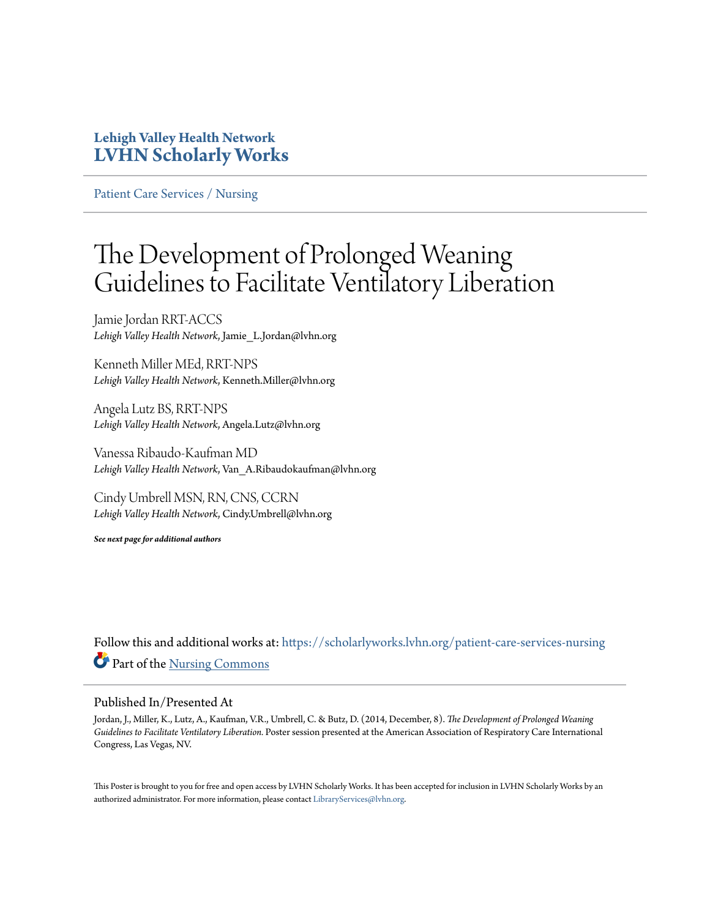Lehigh Valley Health Network
**LVHN Scholarly Works**

Patient Care Services / Nursing

# The Development of Prolonged Weaning Guidelines to Facilitate Ventilatory Liberation

Jamie Jordan RRT-ACCS
*Lehigh Valley Health Network*, Jamie_L.Jordan@lvhn.org

Kenneth Miller MEd, RRT-NPS
*Lehigh Valley Health Network*, Kenneth.Miller@lvhn.org

Angela Lutz BS, RRT-NPS
*Lehigh Valley Health Network*, Angela.Lutz@lvhn.org

Vanessa Ribaudo-Kaufman MD
*Lehigh Valley Health Network*, Van_A.Ribaudokaufman@lvhn.org

Cindy Umbrell MSN, RN, CNS, CCRN
*Lehigh Valley Health Network*, Cindy.Umbrell@lvhn.org

***See next page for additional authors***

Follow this and additional works at: https://scholarlyworks.lvhn.org/patient-care-services-nursing

Part of the Nursing Commons

## Published In/Presented At

Jordan, J., Miller, K., Lutz, A., Kaufman, V.R., Umbrell, C. & Butz, D. (2014, December, 8). *The Development of Prolonged Weaning Guidelines to Facilitate Ventilatory Liberation.* Poster session presented at the American Association of Respiratory Care International Congress, Las Vegas, NV.

This Poster is brought to you for free and open access by LVHN Scholarly Works. It has been accepted for inclusion in LVHN Scholarly Works by an authorized administrator. For more information, please contact LibraryServices@lvhn.org.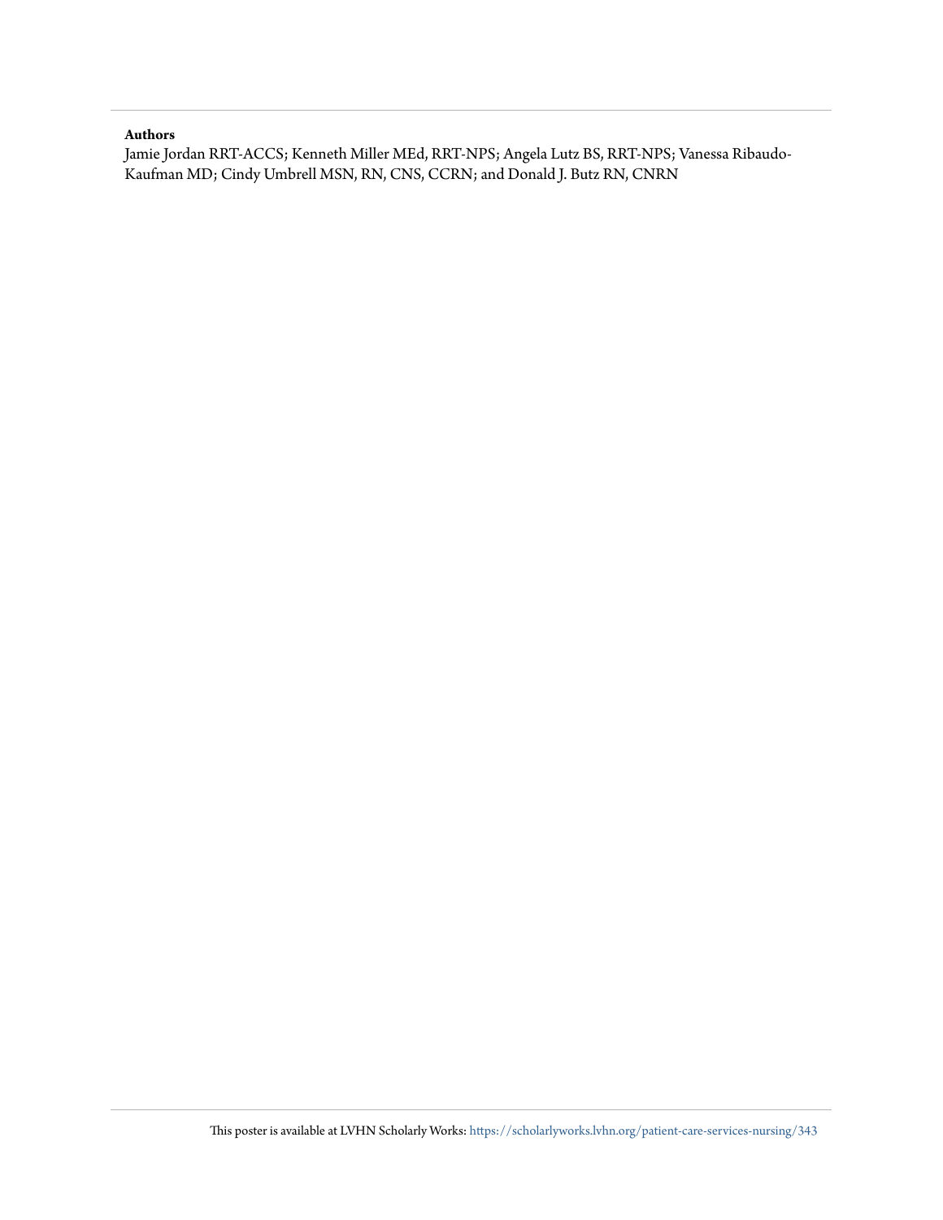**Authors**

Jamie Jordan RRT-ACCS; Kenneth Miller MEd, RRT-NPS; Angela Lutz BS, RRT-NPS; Vanessa Ribaudo-Kaufman MD; Cindy Umbrell MSN, RN, CNS, CCRN; and Donald J. Butz RN, CNRN

This poster is available at LVHN Scholarly Works: https://scholarlyworks.lvhn.org/patient-care-services-nursing/343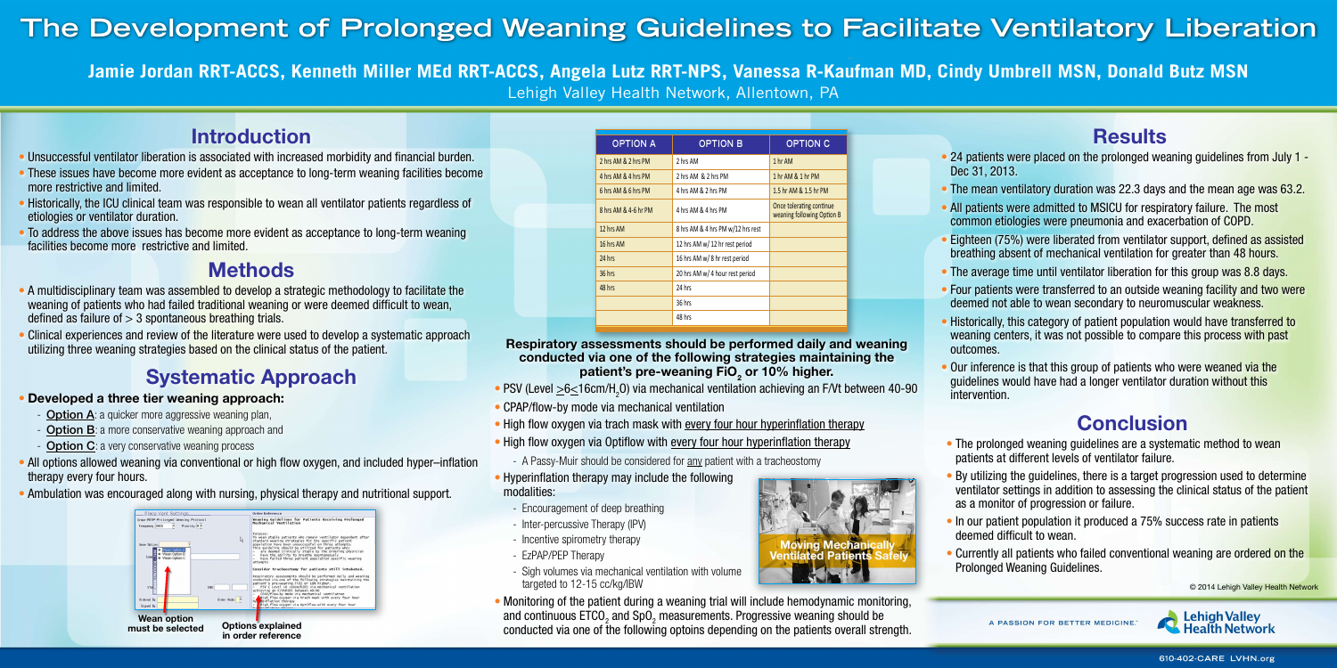# The Development of Prolonged Weaning Guidelines to Facilitate Ventilatory Liberation

**Jamie Jordan RRT-ACCS, Kenneth Miller MEd RRT-ACCS, Angela Lutz RRT-NPS, Vanessa R-Kaufman MD, Cindy Umbrell MSN, Donald Butz MSN**

Lehigh Valley Health Network, Allentown, PA

## Introduction

- Unsuccessful ventilator liberation is associated with increased morbidity and financial burden.
- These issues have become more evident as acceptance to long-term weaning facilities become more restrictive and limited.
- Historically, the ICU clinical team was responsible to wean all ventilator patients regardless of etiologies or ventilator duration.
- To address the above issues has become more evident as acceptance to long-term weaning facilities become more restrictive and limited.

## Methods

- A multidisciplinary team was assembled to develop a strategic methodology to facilitate the weaning of patients who had failed traditional weaning or were deemed difficult to wean, defined as failure of > 3 spontaneous breathing trials.
- Clinical experiences and review of the literature were used to develop a systematic approach utilizing three weaning strategies based on the clinical status of the patient.

## Systematic Approach

- **Developed a three tier weaning approach:**
  - Option A: a quicker more aggressive weaning plan,
  - Option B: a more conservative weaning approach and
  - Option C: a very conservative weaning process
- All options allowed weaning via conventional or high flow oxygen, and included hyper–inflation therapy every four hours.
- Ambulation was encouraged along with nursing, physical therapy and nutritional support.

Wean option must be selected

Options explained in order reference

| OPTION A | OPTION B | OPTION C |
|---|---|---|
| 2 hrs AM & 2 hrs PM | 2 hrs AM | 1 hr AM |
| 4 hrs AM & 4 hrs PM | 2 hrs AM & 2 hrs PM | 1 hr AM & 1 hr PM |
| 6 hrs AM & 6 hrs PM | 4 hrs AM & 2 hrs PM | 1.5 hr AM & 1.5 hr PM |
| 8 hrs AM & 4-6 hr PM | 4 hrs AM & 4 hrs PM | Once tolerating continue weaning following Option B |
| 12 hrs AM | 8 hrs AM & 4 hrs PM w/12 hrs rest | |
| 16 hrs AM | 12 hrs AM w/ 12 hr rest period | |
| 24 hrs | 16 hrs AM w/ 8 hr rest period | |
| 36 hrs | 20 hrs AM w/ 4 hour rest period | |
| 48 hrs | 24 hrs | |
| | 36 hrs | |
| | 48 hrs | |

**Respiratory assessments should be performed daily and weaning conducted via one of the following strategies maintaining the patient's pre-weaning $FiO_2$ or 10% higher.**

- PSV (Level $\geq 6 \leq 16$cm/$H_2O$) via mechanical ventilation achieving an F/Vt between 40-90
- CPAP/flow-by mode via mechanical ventilation
- High flow oxygen via trach mask with every four hour hyperinflation therapy
- High flow oxygen via Optiflow with every four hour hyperinflation therapy
  - A Passy-Muir should be considered for any patient with a tracheostomy
- Hyperinflation therapy may include the following modalities:
  - Encouragement of deep breathing
  - Inter-percussive Therapy (IPV)
  - Incentive spirometry therapy
  - EzPAP/PEP Therapy
  - Sigh volumes via mechanical ventilation with volume targeted to 12-15 cc/kg/IBW
- Monitoring of the patient during a weaning trial will include hemodynamic monitoring, and continuous $ETCO_2$ and $SpO_2$ measurements. Progressive weaning should be conducted via one of the following optoins depending on the patients overall strength.

Moving Mechanically Ventilated Patients Safely

## Results

- 24 patients were placed on the prolonged weaning guidelines from July 1 - Dec 31, 2013.
- The mean ventilatory duration was 22.3 days and the mean age was 63.2.
- All patients were admitted to MSICU for respiratory failure. The most common etiologies were pneumonia and exacerbation of COPD.
- Eighteen (75%) were liberated from ventilator support, defined as assisted breathing absent of mechanical ventilation for greater than 48 hours.
- The average time until ventilator liberation for this group was 8.8 days.
- Four patients were transferred to an outside weaning facility and two were deemed not able to wean secondary to neuromuscular weakness.
- Historically, this category of patient population would have transferred to weaning centers, it was not possible to compare this process with past outcomes.
- Our inference is that this group of patients who were weaned via the guidelines would have had a longer ventilator duration without this intervention.

## Conclusion

- The prolonged weaning guidelines are a systematic method to wean patients at different levels of ventilator failure.
- By utilizing the guidelines, there is a target progression used to determine ventilator settings in addition to assessing the clinical status of the patient as a monitor of progression or failure.
- In our patient population it produced a 75% success rate in patients deemed difficult to wean.
- Currently all patients who failed conventional weaning are ordered on the Prolonged Weaning Guidelines.

© 2014 Lehigh Valley Health Network

A PASSION FOR BETTER MEDICINE.™ Lehigh Valley Health Network

610-402-CARE LVHN.org